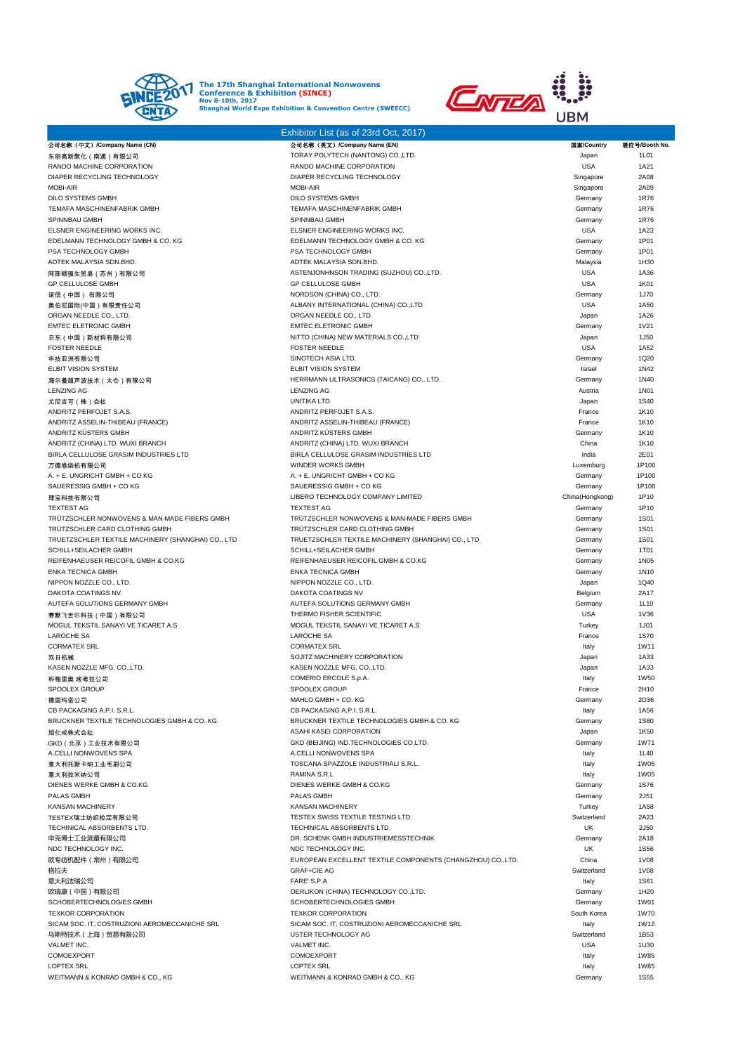**The 17th Shanghai International Nonwovens Conference & Exhibition (SINCE)**
**Nov 8-10th, 2017**
**Shanghai World Expo Exhibition & Convention Centre (SWEECC)**

## Exhibitor List (as of 23rd Oct, 2017)

| 公司名称（中文）/Company Name (CN) | 公司名称（英文）/Company Name (EN) | 国家/Country | 展位号/Booth No. |
|---|---|---|---|
| 东丽高新聚化（南通）有限公司 | TORAY POLYTECH (NANTONG) CO.,LTD. | Japan | 1L01 |
| RANDO MACHINE CORPORATION | RANDO MACHINE CORPORATION | USA | 1A21 |
| DIAPER RECYCLING TECHNOLOGY | DIAPER RECYCLING TECHNOLOGY | Singapore | 2A08 |
| MOBI-AIR | MOBI-AIR | Singapore | 2A09 |
| DILO SYSTEMS GMBH | DILO SYSTEMS GMBH | Germany | 1R76 |
| TEMAFA MASCHINENFABRIK GMBH | TEMAFA MASCHINENFABRIK GMBH | Germany | 1R76 |
| SPINNBAU GMBH | SPINNBAU GMBH | Germany | 1R76 |
| ELSNER ENGINEERING WORKS INC. | ELSNER ENGINEERING WORKS INC. | USA | 1A23 |
| EDELMANN TECHNOLOGY GMBH & CO. KG | EDELMANN TECHNOLOGY GMBH & CO. KG | Germany | 1P01 |
| PSA TECHNOLOGY GMBH | PSA TECHNOLOGY GMBH | Germany | 1P01 |
| ADTEK MALAYSIA SDN.BHD. | ADTEK MALAYSIA SDN.BHD. | Malaysia | 1H30 |
| 阿斯顿强生贸易（苏州）有限公司 | ASTENJONHNSON TRADING (SUZHOU) CO.,LTD. | USA | 1A36 |
| GP CELLULOSE GMBH | GP CELLULOSE GMBH | USA | 1K01 |
| 诺信（中国）有限公司 | NORDSON (CHINA) CO., LTD. | Germany | 1J70 |
| 奥伯尼国际(中国）有限责任公司 | ALBANY INTERNATIONAL (CHINA) CO.,LTD | USA | 1A50 |
| ORGAN NEEDLE CO., LTD. | ORGAN NEEDLE CO., LTD. | Japan | 1A26 |
| EMTEC ELETRONIC GMBH | EMTEC ELETRONIC GMBH | Germany | 1V21 |
| 日东（中国）新材料有限公司 | NITTO (CHINA) NEW MATERIALS CO.,LTD | Japan | 1J50 |
| FOSTER NEEDLE | FOSTER NEEDLE | USA | 1A52 |
| 华技亚洲有限公司 | SINOTECH ASIA LTD. | Germany | 1Q20 |
| ELBIT VISION SYSTEM | ELBIT VISION SYSTEM | Israel | 1N42 |
| 海尔曼超声波技术（太仓）有限公司 | HERRMANN ULTRASONICS (TAICANG) CO., LTD. | Germany | 1N40 |
| LENZING AG | LENZING AG | Austria | 1N01 |
| 尤尼吉可（株）会社 | UNITIKA LTD. | Japan | 1S40 |
| ANDRITZ PERFOJET S.A.S. | ANDRITZ PERFOJET S.A.S. | France | 1K10 |
| ANDRITZ ASSELIN-THIBEAU (FRANCE) | ANDRITZ ASSELIN-THIBEAU (FRANCE) | France | 1K10 |
| ANDRITZ KÜSTERS GMBH | ANDRITZ KÜSTERS GMBH | Germany | 1K10 |
| ANDRITZ (CHINA) LTD. WUXI BRANCH | ANDRITZ (CHINA) LTD. WUXI BRANCH | China | 1K10 |
| BIRLA CELLULOSE GRASIM INDUSTRIES LTD | BIRLA CELLULOSE GRASIM INDUSTRIES LTD | India | 2E01 |
| 万德卷绕机有限公司 | WINDER WORKS GMBH | Luxemburg | 1P100 |
| A. + E. UNGRICHT GMBH + CO KG | A. + E. UNGRICHT GMBH + CO KG | Germany | 1P100 |
| SAUERESSIG GMBH + CO KG | SAUERESSIG GMBH + CO KG | Germany | 1P100 |
| 理宝科技有限公司 | LIBERO TECHNOLOGY COMPANY LIMITED | China(Hongkong) | 1P10 |
| TEXTEST AG | TEXTEST AG | Germany | 1P10 |
| TRÜTZSCHLER NONWOVENS & MAN-MADE FIBERS GMBH | TRÜTZSCHLER NONWOVENS & MAN-MADE FIBERS GMBH | Germany | 1S01 |
| TRÜTZSCHLER CARD CLOTHING GMBH | TRÜTZSCHLER CARD CLOTHING GMBH | Germany | 1S01 |
| TRUETZSCHLER TEXTILE MACHINERY (SHANGHAI) CO., LTD | TRUETZSCHLER TEXTILE MACHINERY (SHANGHAI) CO., LTD | Germany | 1S01 |
| SCHILL+SEILACHER GMBH | SCHILL+SEILACHER GMBH | Germany | 1T01 |
| REIFENHAEUSER REICOFIL GMBH & CO.KG | REIFENHAEUSER REICOFIL GMBH & CO.KG | Germany | 1N05 |
| ENKA TECNICA GMBH | ENKA TECNICA GMBH | Germany | 1N10 |
| NIPPON NOZZLE CO., LTD. | NIPPON NOZZLE CO., LTD. | Japan | 1Q40 |
| DAKOTA COATINGS NV | DAKOTA COATINGS NV | Belgium | 2A17 |
| AUTEFA SOLUTIONS GERMANY GMBH | AUTEFA SOLUTIONS GERMANY GMBH | Germany | 1L10 |
| 赛默飞世尔科技（中国）有限公司 | THERMO FISHER SCIENTIFIC | USA | 1V36 |
| MOGUL TEKSTIL SANAYI VE TICARET A.S | MOGUL TEKSTIL SANAYI VE TICARET A.S | Turkey | 1J01 |
| LAROCHE SA | LAROCHE SA | France | 1S70 |
| CORMATEX SRL | CORMATEX SRL | Italy | 1W11 |
| 双日机械 | SOJITZ MACHINERY CORPORATION | Japan | 1A33 |
| KASEN NOZZLE MFG. CO.,LTD. | KASEN NOZZLE MFG. CO.,LTD. | Japan | 1A33 |
| 科梅里奥 埃考拉公司 | COMERIO ERCOLE S.p.A. | Italy | 1W50 |
| SPOOLEX GROUP | SPOOLEX GROUP | France | 2H10 |
| 德国玛诺公司 | MAHLO GMBH + CO. KG | Germany | 2D36 |
| CB PACKAGING A.P.I. S.R.L. | CB PACKAGING A.P.I. S.R.L. | Italy | 1A56 |
| BRUCKNER TEXTILE TECHNOLOGIES GMBH & CO. KG | BRUCKNER TEXTILE TECHNOLOGIES GMBH & CO. KG | Germany | 1S60 |
| 旭化成株式会社 | ASAHI KASEI CORPORATION | Japan | 1K50 |
| GKD（北京）工业技术有限公司 | GKD (BEIJING) IND.TECHNOLOGIES CO.LTD. | Germany | 1W71 |
| A.CELLI NONWOVENS SPA | A.CELLI NONWOVENS SPA | Italy | 1L40 |
| 意大利托斯卡纳工业毛刷公司 | TOSCANA SPAZZOLE INDUSTRIALI S.R.L. | Italy | 1W05 |
| 意大利拉米纳公司 | RAMINA S.R.L | Italy | 1W05 |
| DIENES WERKE GMBH & CO.KG | DIENES WERKE GMBH & CO.KG | Germany | 1S76 |
| PALAS GMBH | PALAS GMBH | Germany | 2J51 |
| KANSAN MACHINERY | KANSAN MACHINERY | Turkey | 1A58 |
| TESTEX瑞士纺织检定有限公司 | TESTEX SWISS TEXTILE TESTING LTD. | Switzerland | 2A23 |
| TECHINICAL ABSORBENTS LTD. | TECHINICAL ABSORBENTS LTD. | UK | 2J50 |
| 申克博士工业测量有限公司 | DR. SCHENK GMBH INDUSTRIEMESSTECHNIK | Germany | 2A18 |
| NDC TECHNOLOGY INC. | NDC TECHNOLOGY INC. | UK | 1S56 |
| 欧专纺机配件（常州）有限公司 | EUROPEAN EXCELLENT TEXTILE COMPONENTS (CHANGZHOU) CO.,LTD. | China | 1V08 |
| 格拉夫 | GRAF+CIE AG | Switzerland | 1V08 |
| 意大利法瑞公司 | FARE' S.P.A | Italy | 1S61 |
| 欧瑞康（中国）有限公司 | OERLIKON (CHINA) TECHNOLOGY CO.,LTD. | Germany | 1H20 |
| SCHOBERTECHNOLOGIES GMBH | SCHOBERTECHNOLOGIES GMBH | Germany | 1W01 |
| TEXKOR CORPORATION | TEXKOR CORPORATION | South Korea | 1W70 |
| SICAM SOC. IT. COSTRUZIONI AEROMECCANICHE SRL | SICAM SOC. IT. COSTRUZIONI AEROMECCANICHE SRL | Italy | 1W12 |
| 乌斯特技术（上海）贸易有限公司 | USTER TECHNOLOGY AG | Switzerland | 1B53 |
| VALMET INC. | VALMET INC. | USA | 1U30 |
| COMOEXPORT | COMOEXPORT | Italy | 1W85 |
| LOPTEX SRL | LOPTEX SRL | Italy | 1W85 |
| WEITMANN & KONRAD GMBH & CO., KG | WEITMANN & KONRAD GMBH & CO., KG | Germany | 1S55 |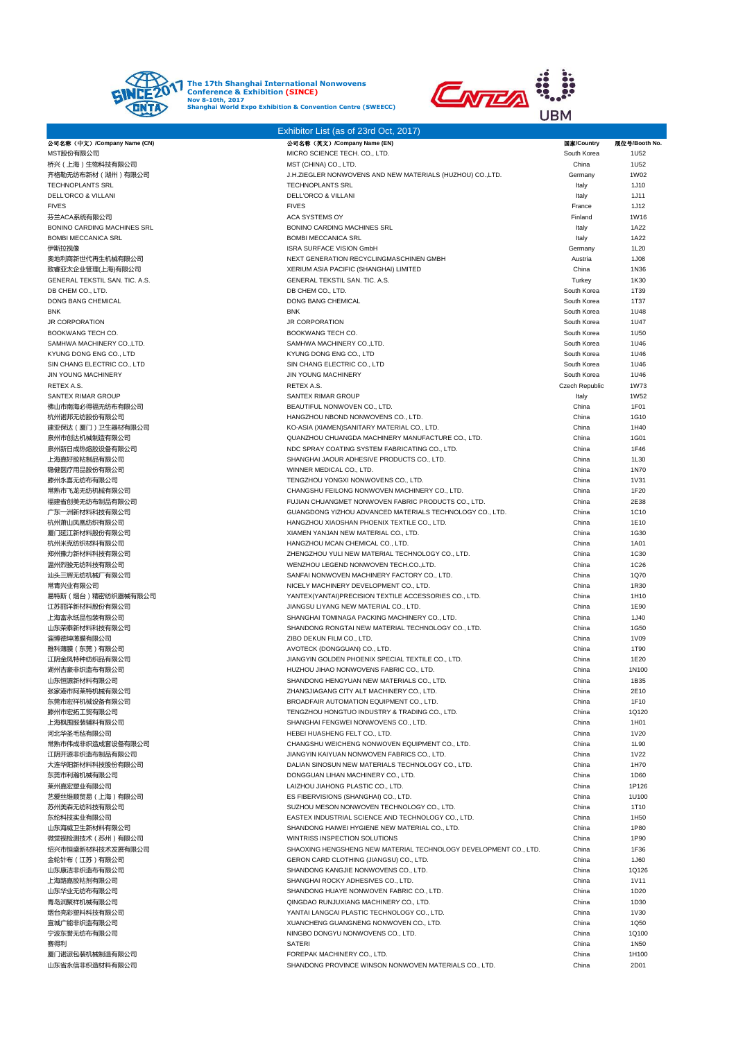**The 17th Shanghai International Nonwovens Conference & Exhibition (SINCE)**
**Nov 8-10th, 2017**
**Shanghai World Expo Exhibition & Convention Centre (SWEECC)**

## Exhibitor List (as of 23rd Oct, 2017)

| 公司名称（中文）/Company Name (CN) | 公司名称（英文）/Company Name (EN) | 国家/Country | 展位号/Booth No. |
|---|---|---|---|
| MST股份有限公司 | MICRO SCIENCE TECH. CO., LTD. | South Korea | 1U52 |
| 桥兴（上海）生物科技有限公司 | MST (CHINA) CO., LTD. | China | 1U52 |
| 齐格勒无纺布新材（湖州）有限公司 | J.H.ZIEGLER NONWOVENS AND NEW MATERIALS (HUZHOU) CO.,LTD. | Germany | 1W02 |
| TECHNOPLANTS SRL | TECHNOPLANTS SRL | Italy | 1J10 |
| DELL'ORCO & VILLANI | DELL'ORCO & VILLANI | Italy | 1J11 |
| FIVES | FIVES | France | 1J12 |
| 芬兰ACA系统有限公司 | ACA SYSTEMS OY | Finland | 1W16 |
| BONINO CARDING MACHINES SRL | BONINO CARDING MACHINES SRL | Italy | 1A22 |
| BOMBI MECCANICA SRL | BOMBI MECCANICA SRL | Italy | 1A22 |
| 伊斯拉视像 | ISRA SURFACE VISION GmbH | Germany | 1L20 |
| 奥地利商新世代再生机械有限公司 | NEXT GENERATION RECYCLINGMASCHINEN GMBH | Austria | 1J08 |
| 致睿亚太企业管理(上海)有限公司 | XERIUM ASIA PACIFIC (SHANGHAI) LIMITED | China | 1N36 |
| GENERAL TEKSTIL SAN. TIC. A.S. | GENERAL TEKSTIL SAN. TIC. A.S. | Turkey | 1K30 |
| DB CHEM CO., LTD. | DB CHEM CO., LTD. | South Korea | 1T39 |
| DONG BANG CHEMICAL | DONG BANG CHEMICAL | South Korea | 1T37 |
| BNK | BNK | South Korea | 1U48 |
| JR CORPORATION | JR CORPORATION | South Korea | 1U47 |
| BOOKWANG TECH CO. | BOOKWANG TECH CO. | South Korea | 1U50 |
| SAMHWA MACHINERY CO.,LTD. | SAMHWA MACHINERY CO.,LTD. | South Korea | 1U46 |
| KYUNG DONG ENG CO., LTD | KYUNG DONG ENG CO., LTD | South Korea | 1U46 |
| SIN CHANG ELECTRIC CO., LTD | SIN CHANG ELECTRIC CO., LTD | South Korea | 1U46 |
| JIN YOUNG MACHINERY | JIN YOUNG MACHINERY | South Korea | 1U46 |
| RETEX A.S. | RETEX A.S. | Czech Republic | 1W73 |
| SANTEX RIMAR GROUP | SANTEX RIMAR GROUP | Italy | 1W52 |
| 佛山市南海必得福无纺布有限公司 | BEAUTIFUL NONWOVEN CO., LTD. | China | 1F01 |
| 杭州诺邦无纺股份有限公司 | HANGZHOU NBOND NONWOVENS CO., LTD. | China | 1G10 |
| 建亚保达（厦门）卫生器材有限公司 | KO-ASIA (XIAMEN)SANITARY MATERIAL CO., LTD. | China | 1H40 |
| 泉州市创达机械制造有限公司 | QUANZHOU CHUANGDA MACHINERY MANUFACTURE CO., LTD. | China | 1G01 |
| 泉州新日成热熔胶设备有限公司 | NDC SPRAY COATING SYSTEM FABRICATING CO., LTD. | China | 1F46 |
| 上海嘉好胶粘制品有限公司 | SHANGHAI JAOUR ADHESIVE PRODUCTS CO., LTD. | China | 1L30 |
| 稳健医疗用品股份有限公司 | WINNER MEDICAL CO., LTD. | China | 1N70 |
| 滕州永喜无纺布有限公司 | TENGZHOU YONGXI NONWOVENS CO., LTD. | China | 1V31 |
| 常熟市飞龙无纺机械有限公司 | CHANGSHU FEILONG NONWOVEN MACHINERY CO., LTD. | China | 1F20 |
| 福建省创美无纺布制品有限公司 | FUJIAN CHUANGMET NONWOVEN FABRIC PRODUCTS CO., LTD. | China | 2E38 |
| 广东一洲新材料科技有限公司 | GUANGDONG YIZHOU ADVANCED MATERIALS TECHNOLOGY CO., LTD. | China | 1C10 |
| 杭州萧山凤凰纺织有限公司 | HANGZHOU XIAOSHAN PHOENIX TEXTILE CO., LTD. | China | 1E10 |
| 厦门延江新材料股份有限公司 | XIAMEN YANJAN NEW MATERIAL CO., LTD. | China | 1G30 |
| 杭州米克纺织材料有限公司 | HANGZHOU MCAN CHEMICAL CO., LTD. | China | 1A01 |
| 郑州豫力新材料科技有限公司 | ZHENGZHOU YULI NEW MATERIAL TECHNOLOGY CO., LTD. | China | 1C30 |
| 温州烈骏无纺科技有限公司 | WENZHOU LEGEND NONWOVEN TECH.CO.,LTD. | China | 1C26 |
| 汕头三辉无纺机械厂有限公司 | SANFAI NONWOVEN MACHINERY FACTORY CO., LTD. | China | 1Q70 |
| 常青兴业有限公司 | NICELY MACHINERY DEVELOPMENT CO., LTD. | China | 1R30 |
| 易特斯（烟台）精密纺织器械有限公司 | YANTEX(YANTAI)PRECISION TEXTILE ACCESSORIES CO., LTD. | China | 1H10 |
| 江苏丽洋新材料股份有限公司 | JIANGSU LIYANG NEW MATERIAL CO., LTD. | China | 1E90 |
| 上海富永纸品包装有限公司 | SHANGHAI TOMINAGA PACKING MACHINERY CO., LTD. | China | 1J40 |
| 山东荣泰新材料科技有限公司 | SHANDONG RONGTAI NEW MATERIAL TECHNOLOGY CO., LTD. | China | 1G50 |
| 淄博德坤薄膜有限公司 | ZIBO DEKUN FILM CO., LTD. | China | 1V09 |
| 雅科薄膜（东莞）有限公司 | AVOTECK (DONGGUAN) CO., LTD. | China | 1T90 |
| 江阴金凤特种纺织品有限公司 | JIANGYIN GOLDEN PHOENIX SPECIAL TEXTILE CO., LTD. | China | 1E20 |
| 湖州吉豪非织造布有限公司 | HUZHOU JIHAO NONWOVENS FABRIC CO., LTD. | China | 1N100 |
| 山东恒源新材料有限公司 | SHANDONG HENGYUAN NEW MATERIALS CO., LTD. | China | 1B35 |
| 张家港市阿莱特机械有限公司 | ZHANGJIAGANG CITY ALT MACHINERY CO., LTD. | China | 2E10 |
| 东莞市宏祥机械设备有限公司 | BROADFAIR AUTOMATION EQUIPMENT CO., LTD. | China | 1F10 |
| 滕州市宏拓工贸有限公司 | TENGZHOU HONGTUO INDUSTRY & TRADING CO., LTD. | China | 1Q120 |
| 上海枫围服装辅料有限公司 | SHANGHAI FENGWEI NONWOVENS CO., LTD. | China | 1H01 |
| 河北华圣毛毡有限公司 | HEBEI HUASHENG FELT CO., LTD. | China | 1V20 |
| 常熟市伟成非织造成套设备有限公司 | CHANGSHU WEICHENG NONWOVEN EQUIPMENT CO., LTD. | China | 1L90 |
| 江阴开源非织造布制品有限公司 | JIANGYIN KAIYUAN NONWOVEN FABRICS CO., LTD. | China | 1V22 |
| 大连华阳新材料科技股份有限公司 | DALIAN SINOSUN NEW MATERIALS TECHNOLOGY CO., LTD. | China | 1H70 |
| 东莞市利瀚机械有限公司 | DONGGUAN LIHAN MACHINERY CO., LTD. | China | 1D60 |
| 莱州嘉宏塑业有限公司 | LAIZHOU JIAHONG PLASTIC CO., LTD. | China | 1P126 |
| 艺爱丝维顺贸易（上海）有限公司 | ES FIBERVISIONS (SHANGHAI) CO., LTD. | China | 1U100 |
| 苏州美森无纺科技有限公司 | SUZHOU MESON NONWOVEN TECHNOLOGY CO., LTD. | China | 1T10 |
| 东纶科技实业有限公司 | EASTEX INDUSTRIAL SCIENCE AND TECHNOLOGY CO., LTD. | China | 1H50 |
| 山东海威卫生新材料有限公司 | SHANDONG HAIWEI HYGIENE NEW MATERIAL CO., LTD. | China | 1P80 |
| 微觉视检测技术（苏州）有限公司 | WINTRISS INSPECTION SOLUTIONS | China | 1P90 |
| 绍兴市恒盛新材料技术发展有限公司 | SHAOXING HENGSHENG NEW MATERIAL TECHNOLOGY DEVELOPMENT CO., LTD. | China | 1F36 |
| 金轮针布（江苏）有限公司 | GERON CARD CLOTHING (JIANGSU) CO., LTD. | China | 1J60 |
| 山东康洁非织造布有限公司 | SHANDONG KANGJIE NONWOVENS CO., LTD. | China | 1Q126 |
| 上海路嘉胶粘剂有限公司 | SHANGHAI ROCKY ADHESIVES CO., LTD. | China | 1V11 |
| 山东华业无纺布有限公司 | SHANDONG HUAYE NONWOVEN FABRIC CO., LTD. | China | 1D20 |
| 青岛润聚祥机械有限公司 | QINGDAO RUNJUXIANG MACHINERY CO., LTD. | China | 1D30 |
| 烟台亮彩塑料科技有限公司 | YANTAI LANGCAI PLASTIC TECHNOLOGY CO., LTD. | China | 1V30 |
| 宣城广能非织造有限公司 | XUANCHENG GUANGNENG NONWOVEN CO., LTD. | China | 1Q50 |
| 宁波东誉无纺布有限公司 | NINGBO DONGYU NONWOVENS CO., LTD. | China | 1Q100 |
| 赛得利 | SATERI | China | 1N50 |
| 厦门诺派包装机械制造有限公司 | FOREPAK MACHINERY CO., LTD. | China | 1H100 |
| 山东省永信非织造材料有限公司 | SHANDONG PROVINCE WINSON NONWOVEN MATERIALS CO., LTD. | China | 2D01 |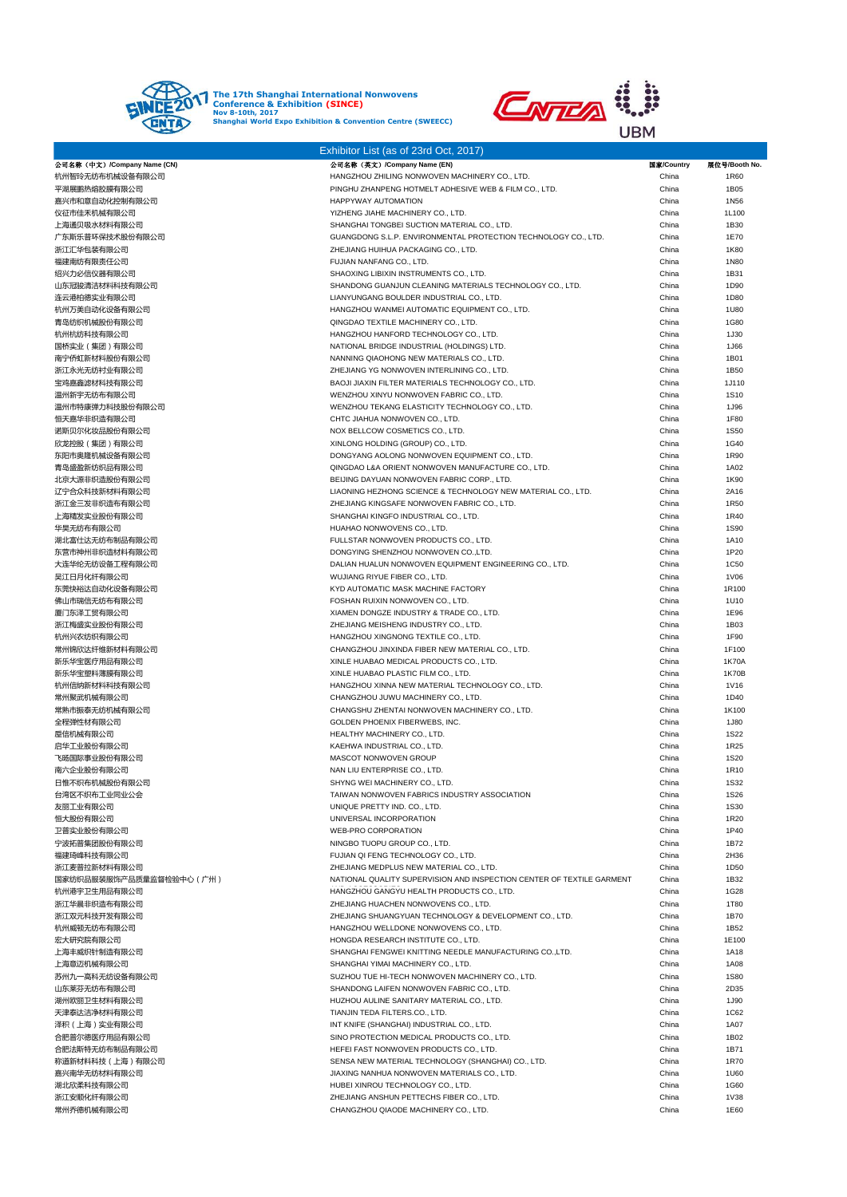The 17th Shanghai International Nonwovens Conference & Exhibition (SINCE)
Nov 8-10th, 2017
Shanghai World Expo Exhibition & Convention Centre (SWEECC)

## Exhibitor List (as of 23rd Oct, 2017)

| 公司名称（中文）/Company Name (CN) | 公司名称（英文）/Company Name (EN) | 国家/Country | 展位号/Booth No. |
|---|---|---|---|
| 杭州智玲无纺布机械设备有限公司 | HANGZHOU ZHILING NONWOVEN MACHINERY CO., LTD. | China | 1R60 |
| 平湖展鹏热熔胶膜有限公司 | PINGHU ZHANPENG HOTMELT ADHESIVE WEB & FILM CO., LTD. | China | 1B05 |
| 嘉兴市和意自动化控制有限公司 | HAPPYWAY AUTOMATION | China | 1N56 |
| 仪征市佳禾机械有限公司 | YIZHENG JIAHE MACHINERY CO., LTD. | China | 1L100 |
| 上海通贝吸水材料有限公司 | SHANGHAI TONGBEI SUCTION MATERIAL CO., LTD. | China | 1B30 |
| 广东斯乐普环保技术股份有限公司 | GUANGDONG S.L.P. ENVIRONMENTAL PROTECTION TECHNOLOGY CO., LTD. | China | 1E70 |
| 浙江汇华包装有限公司 | ZHEJIANG HUIHUA PACKAGING CO., LTD. | China | 1K80 |
| 福建南纺有限责任公司 | FUJIAN NANFANG CO., LTD. | China | 1N80 |
| 绍兴力必信仪器有限公司 | SHAOXING LIBIXIN INSTRUMENTS CO., LTD. | China | 1B31 |
| 山东冠骏清洁材料科技有限公司 | SHANDONG GUANJUN CLEANING MATERIALS TECHNOLOGY CO., LTD. | China | 1D90 |
| 连云港柏德实业有限公司 | LIANYUNGANG BOULDER INDUSTRIAL CO., LTD. | China | 1D80 |
| 杭州万美自动化设备有限公司 | HANGZHOU WANMEI AUTOMATIC EQUIPMENT CO., LTD. | China | 1U80 |
| 青岛纺织机械股份有限公司 | QINGDAO TEXTILE MACHINERY CO., LTD. | China | 1G80 |
| 杭州杭纺科技有限公司 | HANGZHOU HANFORD TECHNOLOGY CO., LTD. | China | 1J30 |
| 国桥实业（集团）有限公司 | NATIONAL BRIDGE INDUSTRIAL (HOLDINGS) LTD. | China | 1J66 |
| 南宁侨虹新材料股份有限公司 | NANNING QIAOHONG NEW MATERIALS CO., LTD. | China | 1B01 |
| 浙江永光无纺衬业有限公司 | ZHEJIANG YG NONWOVEN INTERLINING CO., LTD. | China | 1B50 |
| 宝鸡嘉鑫滤材科技有限公司 | BAOJI JIAXIN FILTER MATERIALS TECHNOLOGY CO., LTD. | China | 1J110 |
| 温州新宇无纺布有限公司 | WENZHOU XINYU NONWOVEN FABRIC CO., LTD. | China | 1S10 |
| 温州市特康弹力科技股份有限公司 | WENZHOU TEKANG ELASTICITY TECHNOLOGY CO., LTD. | China | 1J96 |
| 恒天嘉华非织造有限公司 | CHTC JIAHUA NONWOVEN CO., LTD. | China | 1F80 |
| 诺斯贝尔化妆品股份有限公司 | NOX BELLCOW COSMETICS CO., LTD. | China | 1S50 |
| 欣龙控股（集团）有限公司 | XINLONG HOLDING (GROUP) CO., LTD. | China | 1G40 |
| 东阳市奥隆机械设备有限公司 | DONGYANG AOLONG NONWOVEN EQUIPMENT CO., LTD. | China | 1R90 |
| 青岛盛盈新纺织品有限公司 | QINGDAO L&A ORIENT NONWOVEN MANUFACTURE CO., LTD. | China | 1A02 |
| 北京大源非织造股份有限公司 | BEIJING DAYUAN NONWOVEN FABRIC CORP., LTD. | China | 1K90 |
| 辽宁合众科技新材料有限公司 | LIAONING HEZHONG SCIENCE & TECHNOLOGY NEW MATERIAL CO., LTD. | China | 2A16 |
| 浙江金三发非织造布有限公司 | ZHEJIANG KINGSAFE NONWOVEN FABRIC CO., LTD. | China | 1R50 |
| 上海精发实业股份有限公司 | SHANGHAI KINGFO INDUSTRIAL CO., LTD. | China | 1R40 |
| 华昊无纺布有限公司 | HUAHAO NONWOVENS CO., LTD. | China | 1S90 |
| 湖北富仕达无纺布制品有限公司 | FULLSTAR NONWOVEN PRODUCTS CO., LTD. | China | 1A10 |
| 东营市神州非织造材料有限公司 | DONGYING SHENZHOU NONWOVEN CO.,LTD. | China | 1P20 |
| 大连华纶无纺设备工程有限公司 | DALIAN HUALUN NONWOVEN EQUIPMENT ENGINEERING CO., LTD. | China | 1C50 |
| 吴江日月化纤有限公司 | WUJIANG RIYUE FIBER CO., LTD. | China | 1V06 |
| 东莞快裕达自动化设备有限公司 | KYD AUTOMATIC MASK MACHINE FACTORY | China | 1R100 |
| 佛山市瑞信无纺布有限公司 | FOSHAN RUIXIN NONWOVEN CO., LTD. | China | 1U10 |
| 厦门东泽工贸有限公司 | XIAMEN DONGZE INDUSTRY & TRADE CO., LTD. | China | 1E96 |
| 浙江梅盛实业股份有限公司 | ZHEJIANG MEISHENG INDUSTRY CO., LTD. | China | 1B03 |
| 杭州兴农纺织有限公司 | HANGZHOU XINGNONG TEXTILE CO., LTD. | China | 1F90 |
| 常州锦欣达纤维新材料有限公司 | CHANGZHOU JINXINDA FIBER NEW MATERIAL CO., LTD. | China | 1F100 |
| 新乐华宝医疗用品有限公司 | XINLE HUABAO MEDICAL PRODUCTS CO., LTD. | China | 1K70A |
| 新乐华宝塑料薄膜有限公司 | XINLE HUABAO PLASTIC FILM CO., LTD. | China | 1K70B |
| 杭州信纳新材料科技有限公司 | HANGZHOU XINNA NEW MATERIAL TECHNOLOGY CO., LTD. | China | 1V16 |
| 常州聚武机械有限公司 | CHANGZHOU JUWU MACHINERY CO., LTD. | China | 1D40 |
| 常熟市振泰无纺机械有限公司 | CHANGSHU ZHENTAI NONWOVEN MACHINERY CO., LTD. | China | 1K100 |
| 全程弹性材有限公司 | GOLDEN PHOENIX FIBERWEBS, INC. | China | 1J80 |
| 屋信机械有限公司 | HEALTHY MACHINERY CO., LTD. | China | 1S22 |
| 启华工业股份有限公司 | KAEHWA INDUSTRIAL CO., LTD. | China | 1R25 |
| 飞踢国际事业股份有限公司 | MASCOT NONWOVEN GROUP | China | 1S20 |
| 南六企业股份有限公司 | NAN LIU ENTERPRISE CO., LTD. | China | 1R10 |
| 日惟不织布机械股份有限公司 | SHYNG WEI MACHINERY CO., LTD. | China | 1S32 |
| 台湾区不织布工业同业公会 | TAIWAN NONWOVEN FABRICS INDUSTRY ASSOCIATION | China | 1S26 |
| 友丽工业有限公司 | UNIQUE PRETTY IND. CO., LTD. | China | 1S30 |
| 恒大股份有限公司 | UNIVERSAL INCORPORATION | China | 1R20 |
| 卫普实业股份有限公司 | WEB-PRO CORPORATION | China | 1P40 |
| 宁波拓普集团股份有限公司 | NINGBO TUOPU GROUP CO., LTD. | China | 1B72 |
| 福建琦峰科技有限公司 | FUJIAN QI FENG TECHNOLOGY CO., LTD. | China | 2H36 |
| 浙江麦普拉新材料有限公司 | ZHEJIANG MEDPLUS NEW MATERIAL CO., LTD. | China | 1D50 |
| 国家纺织品服装服饰产品质量监督检验中心（广州） | NATIONAL QUALITY SUPERVISION AND INSPECTION CENTER OF TEXTILE GARMENT | China | 1B32 |
| 杭州港宇卫生用品有限公司 | HANGZHOU GANGYU HEALTH PRODUCTS CO., LTD. | China | 1G28 |
| 浙江华晨非织造布有限公司 | ZHEJIANG HUACHEN NONWOVENS CO., LTD. | China | 1T80 |
| 浙江双元科技开发有限公司 | ZHEJIANG SHUANGYUAN TECHNOLOGY & DEVELOPMENT CO., LTD. | China | 1B70 |
| 杭州威顿无纺布有限公司 | HANGZHOU WELLDONE NONWOVENS CO., LTD. | China | 1B52 |
| 宏大研究院有限公司 | HONGDA RESEARCH INSTITUTE CO., LTD. | China | 1E100 |
| 上海丰威织针制造有限公司 | SHANGHAI FENGWEI KNITTING NEEDLE MANUFACTURING CO.,LTD. | China | 1A18 |
| 上海意迈机械有限公司 | SHANGHAI YIMAI MACHINERY CO., LTD. | China | 1A08 |
| 苏州九一高科无纺设备有限公司 | SUZHOU TUE HI-TECH NONWOVEN MACHINERY CO., LTD. | China | 1S80 |
| 山东莱芬无纺布有限公司 | SHANDONG LAIFEN NONWOVEN FABRIC CO., LTD. | China | 2D35 |
| 湖州欧丽卫生材料有限公司 | HUZHOU AULINE SANITARY MATERIAL CO., LTD. | China | 1J90 |
| 天津泰达洁净材料有限公司 | TIANJIN TEDA FILTERS.CO., LTD. | China | 1C62 |
| 泽积（上海）实业有限公司 | INT KNIFE (SHANGHAI) INDUSTRIAL CO., LTD. | China | 1A07 |
| 合肥普尔德医疗用品有限公司 | SINO PROTECTION MEDICAL PRODUCTS CO., LTD. | China | 1B02 |
| 合肥法斯特无纺布制品有限公司 | HEFEI FAST NONWOVEN PRODUCTS CO., LTD. | China | 1B71 |
| 称道新材料科技（上海）有限公司 | SENSA NEW MATERIAL TECHNOLOGY (SHANGHAI) CO., LTD. | China | 1R70 |
| 嘉兴南华无纺材料有限公司 | JIAXING NANHUA NONWOVEN MATERIALS CO., LTD. | China | 1U60 |
| 湖北欣柔科技有限公司 | HUBEI XINROU TECHNOLOGY CO., LTD. | China | 1G60 |
| 浙江安顺化纤有限公司 | ZHEJIANG ANSHUN PETTECHS FIBER CO., LTD. | China | 1V38 |
| 常州乔德机械有限公司 | CHANGZHOU QIAODE MACHINERY CO., LTD. | China | 1E60 |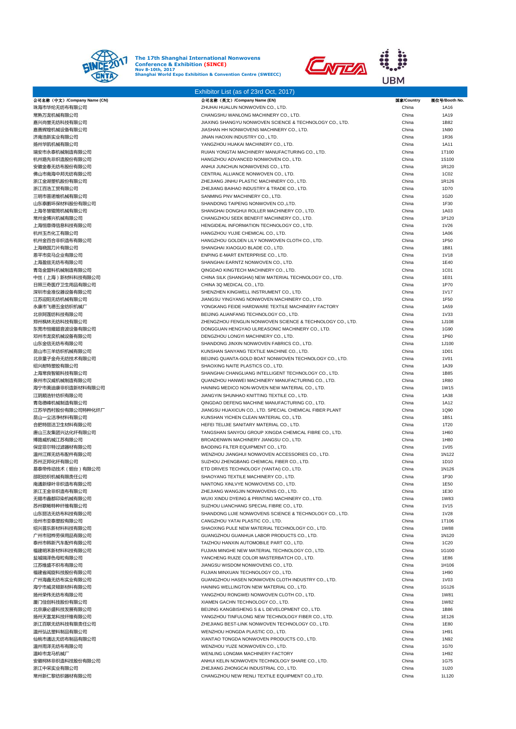The 17th Shanghai International Nonwovens Conference & Exhibition (SINCE)
Nov 8-10th, 2017
Shanghai World Expo Exhibition & Convention Centre (SWEECC)

## Exhibitor List (as of 23rd Oct, 2017)

| 公司名称（中文）/Company Name (CN) | 公司名称（英文）/Company Name (EN) | 国家/Country | 展位号/Booth No. |
|---|---|---|---|
| 珠海市华伦无纺布有限公司 | ZHUHAI HUALUN NONWOVEN CO., LTD. | China | 1A16 |
| 常熟万龙机械有限公司 | CHANGSHU WANLONG MACHINERY CO., LTD. | China | 1A19 |
| 嘉兴尚誉无纺科技有限公司 | JIAXING SHANGYU NONWOVEN SCIENCE & TECHNOLOGY CO., LTD. | China | 1B82 |
| 嘉善辉煌机械设备有限公司 | JIASHAN HH NONWOVENS MACHINERY CO., LTD. | China | 1N90 |
| 济南浩新实业有限公司 | JINAN HAOXIN INDUSTRY CO., LTD. | China | 1R36 |
| 扬州华凯机械有限公司 | YANGZHOU HUAKAI MACHINERY CO., LTD. | China | 1A11 |
| 瑞安市永泰机械制造有限公司 | RUIAN YONGTAI MACHINERY MANUFACTURING CO., LTD. | China | 1T100 |
| 杭州路先非织造股份有限公司 | HANGZHOU ADVANCED NONWOVEN CO., LTD. | China | 1S100 |
| 安徽金春无纺布股份有限公司 | ANHUI JUNCHUN NONWOVENS CO., LTD. | China | 1R120 |
| 佛山市南海中邦无纺有限公司 | CENTRAL ALLIANCE NONWOVEN CO., LTD. | China | 1C02 |
| 浙江金湖塑机股份有限公司 | ZHEJIANG JINHU PLASTIC MACHINERY CO., LTD. | China | 1R126 |
| 浙江百浩工贸有限公司 | ZHEJIANG BAIHAO INDUSTRY & TRADE CO., LTD. | China | 1D70 |
| 三明市普诺维机械有限公司 | SANMING PNV MACHINERY CO., LTD. | China | 1G20 |
| 山东泰鹏环保材料股份有限公司 | SHANDONG TAIPENG NONWOVEN CO.,LTD. | China | 1F30 |
| 上海冬慧辊筒机械有限公司 | SHANGHAI DONGHUI ROLLER MACHINERY CO., LTD. | China | 1A03 |
| 常州金博兴机械有限公司 | CHANGZHOU SEEK BENEFIT MACHINERY CO., LTD. | China | 1P120 |
| 上海恒意得信息科技有限公司 | HENGIDEAL INFORMATION TECHNOLOGY CO., LTD. | China | 1V26 |
| 杭州玉杰化工有限公司 | HANGZHOU YUJIE CHEMICAL CO., LTD. | China | 1A06 |
| 杭州金百合非织造布有限公司 | HANGZHOU GOLDEN LILY NONWOVEN CLOTH CO., LTD. | China | 1P50 |
| 上海晓国刀片有限公司 | SHANGHAI XIAOGUO BLADE CO., LTD. | China | 1B81 |
| 恩平市奕马企业有限公司 | ENPING E-MART ENTERPRISE CO., LTD. | China | 1V18 |
| 上海盈兹无纺布有限公司 | SHANGHAI EARNTZ NONWOVEN CO., LTD. | China | 1E40 |
| 青岛金盟科机械制造有限公司 | QINGDAO KINGTECH MACHINERY CO., LTD. | China | 1C01 |
| 中丝（上海）新材料科技有限公司 | CHINA SILK (SHANGHAI) NEW MATERIAL TECHNOLOGY CO., LTD. | China | 1E01 |
| 日照三奇医疗卫生用品有限公司 | CHINA 3Q MEDICAL CO., LTD. | China | 1P70 |
| 深圳市金准仪器设备有限公司 | SHENZHEN KINGWELL INSTRUMENT CO., LTD. | China | 1V17 |
| 江苏迎阳无纺机械有限公司 | JIANGSU YINGYANG NONWOVEN MACHINERY CO., LTD. | China | 1F50 |
| 永康市飞德五金纺织机械厂 | YONGKANG FEIDE HARDWARE TEXTILE MACHINERY FACTORY | China | 1A59 |
| 北京阿莲纺科技有限公司 | BEIJING ALIANFANG TECHNOLOGY CO., LTD. | China | 1V33 |
| 郑州枫林无纺科技有限公司 | ZHENGZHOU FENGLIN NONWOVEN SCIENCE & TECHNOLOGY CO., LTD. | China | 1J108 |
| 东莞市恒耀超音波设备有限公司 | DONGGUAN HENGYAO ULREASONIC MACHINERY CO., LTD. | China | 1G90 |
| 邓州市龙奕机械设备有限公司 | DENGZHOU LONGYI MACHINERY CO., LTD. | China | 1P60 |
| 山东金信无纺布有限公司 | SHANDONG JINXIN NONWOVEN FABRICS CO., LTD. | China | 1J100 |
| 昆山市三羊纺织机械有限公司 | KUNSHAN SANYANG TEXTILE MACHINE CO., LTD. | China | 1D01 |
| 北京量子金舟无纺技术有限公司 | BEIJING QUANTA-GOLD BOAT NONWOVEN TECHNOLOGY CO., LTD. | China | 1V01 |
| 绍兴耐特塑胶有限公司 | SHAOXING NAITE PLASTICS CO., LTD. | China | 1A39 |
| 上海常良智能科技有限公司 | SHANGHAI CHANGLIANG INTELLIGENT TECHNOLOGY CO., LTD. | China | 1B85 |
| 泉州市汉威机械制造有限公司 | QUANZHOU HANWEI MACHINERY MANUFACTURING CO., LTD. | China | 1R80 |
| 海宁市美迪康非织造新材料有限公司 | HAINING MEDICO NON-WOVEN NEW MATERIAL CO., LTD. | China | 1W15 |
| 江阴顺浩针纺织有限公司 | JIANGYIN SHUNHAO KNITTING TEXTILE CO., LTD. | China | 1A38 |
| 青岛德峰机械制造有限公司 | QINGDAO DEFENG MACHINE MANUFACTURING CO., LTD. | China | 1A12 |
| 江苏华西村股份有限公司特种化纤厂 | JIANGSU HUAXICUN CO., LTD. SPECIAL CHEMICAL FIBER PLANT | China | 1Q90 |
| 昆山一尘洁净材料有限公司 | KUNSHAN YICHEN CLEAN MATERIAL CO., LTD. | China | 1B51 |
| 合肥特丽洁卫生材料有限公司 | HEFEI TELIJIE SANITARY MATERIAL CO., LTD. | China | 1T20 |
| 唐山三友集团兴达化纤有限公司 | TANGSHAN SANYOU GROUP XINGDA CHEMICAL FIBRE CO., LTD. | China | 1H60 |
| 博路威机械江苏有限公司 | BROADENWIN MACHINERY JIANGSU CO., LTD. | China | 1H80 |
| 保定菲尔特过滤器材有限公司 | BAODING FILTER EQUIPMENT CO., LTD. | China | 1V05 |
| 温州江晖无纺布配件有限公司 | WENZHOU JIANGHUI NONWOVEN ACCESSORIES CO., LTD. | China | 1N122 |
| 苏州正邦化纤有限公司 | SUZHOU ZHENGBANG CHEMICAL FIBER CO., LTD. | China | 1D10 |
| 易泰帝传动技术（烟台）有限公司 | ETD DRIVES TECHNOLOGY (YANTAI) CO., LTD. | China | 1N126 |
| 邵阳纺织机械有限责任公司 | SHAOYANG TEXTILE MACHINERY CO., LTD. | China | 1P30 |
| 南通新绿叶非织造布有限公司 | NANTONG XINLVYE NONWOVENS CO., LTD. | China | 1E50 |
| 浙江王金非织造布有限公司 | ZHEJIANG WANGJIN NONWOVENS CO., LTD. | China | 1E30 |
| 无锡市鑫都印染机械有限公司 | WUXI XINDU DYEING & PRINTING MACHINERY CO., LTD. | China | 1W83 |
| 苏州联畅特种纤维有限公司 | SUZHOU LIANCHANG SPECIAL FIBRE CO., LTD. | China | 1V15 |
| 山东丽洁无纺布科技有限公司 | SHANDONG LIJIE NONWOVENS SCIENCE & TECHNOLOGY CO., LTD. | China | 1V28 |
| 沧州市亚泰塑胶有限公司 | CANGZHOU YATAI PLASTIC CO., LTD. | China | 1T106 |
| 绍兴普乐新材料科技有限公司 | SHAOXING PULE NEW MATERIAL TECHNOLOGY CO., LTD. | China | 1W88 |
| 广州市冠桦劳保用品有限公司 | GUANGZHOU GUANHUA LABOR PRODUCTS CO., LTD. | China | 1N120 |
| 泰州市韩新汽车配件有限公司 | TAIZHOU HANXIN AUTOMOBILE PART CO., LTD. | China | 1C20 |
| 福建明禾新材料科技有限公司 | FUJIAN MINGHE NEW MATERIAL TECHNOLOGY CO., LTD. | China | 1G100 |
| 盐城瑞泽色母粒有限公司 | YANCHENG RUIZE COLOR MASTERBATCH CO., LTD. | China | 1E86 |
| 江苏维盛不织布有限公司 | JIANGSU WISDOM NONWOVENS CO., LTD. | China | 1H106 |
| 福建省闽旋科技股份有限公司 | FUJIAN MINXUAN TECHNOLOGY CO., LTD. | China | 1H90 |
| 广州海鑫无纺布实业有限公司 | GUANGZHOU HASEN NONWOVEN CLOTH INDUSTRY CO., LTD. | China | 1V03 |
| 海宁市威灵顿新材料有限公司 | HAINING WELLINGTON NEW MATERIAL CO., LTD. | China | 1G126 |
| 扬州荣伟无纺布有限公司 | YANGZHOU RONGWEI NONWOVEN CLOTH CO., LTD. | China | 1W81 |
| 厦门佳创科技股份有限公司 | XIAMEN GACHN TECHNOLOGY CO., LTD. | China | 1W82 |
| 北京康必盛科技发展有限公司 | BEIJING KANGBISHENG S & L DEVELOPMENT CO., LTD. | China | 1B86 |
| 扬州天富龙科技纤维有限公司 | YANGZHOU TINFULONG NEW TECHNOLOGY FIBER CO., LTD. | China | 1E126 |
| 浙江百联无纺科技有限责任公司 | ZHEJIANG BEST-LINK NONWOVEN TECHNOLOGY CO., LTD. | China | 1E80 |
| 温州弘达塑料制品有限公司 | WENZHOU HONGDA PLASTIC CO., LTD. | China | 1H91 |
| 仙桃市通达无纺布制品有限公司 | XIANTAO TONGDA NONWOVEN PRODUCTS CO., LTD. | China | 1N92 |
| 温州雨泽无纺布有限公司 | WENZHOU YUZE NONWOVEN CO., LTD. | China | 1G70 |
| 温岭市龙马机械厂 | WENLING LONGMA MACHINERY FACTORY | China | 1H92 |
| 安徽柯林非织造科技股份有限公司 | ANHUI KELIN NONWOVEN TECHNOLOGY SHARE CO., LTD. | China | 1G75 |
| 浙江中采实业有限公司 | ZHEJIANG ZHONGCAI INDUSTRIAL CO., LTD. | China | 1U20 |
| 常州新仁黎纺织器材有限公司 | CHANGZHOU NEW RENLI TEXTILE EQUIPMENT CO.,LTD. | China | 1L120 |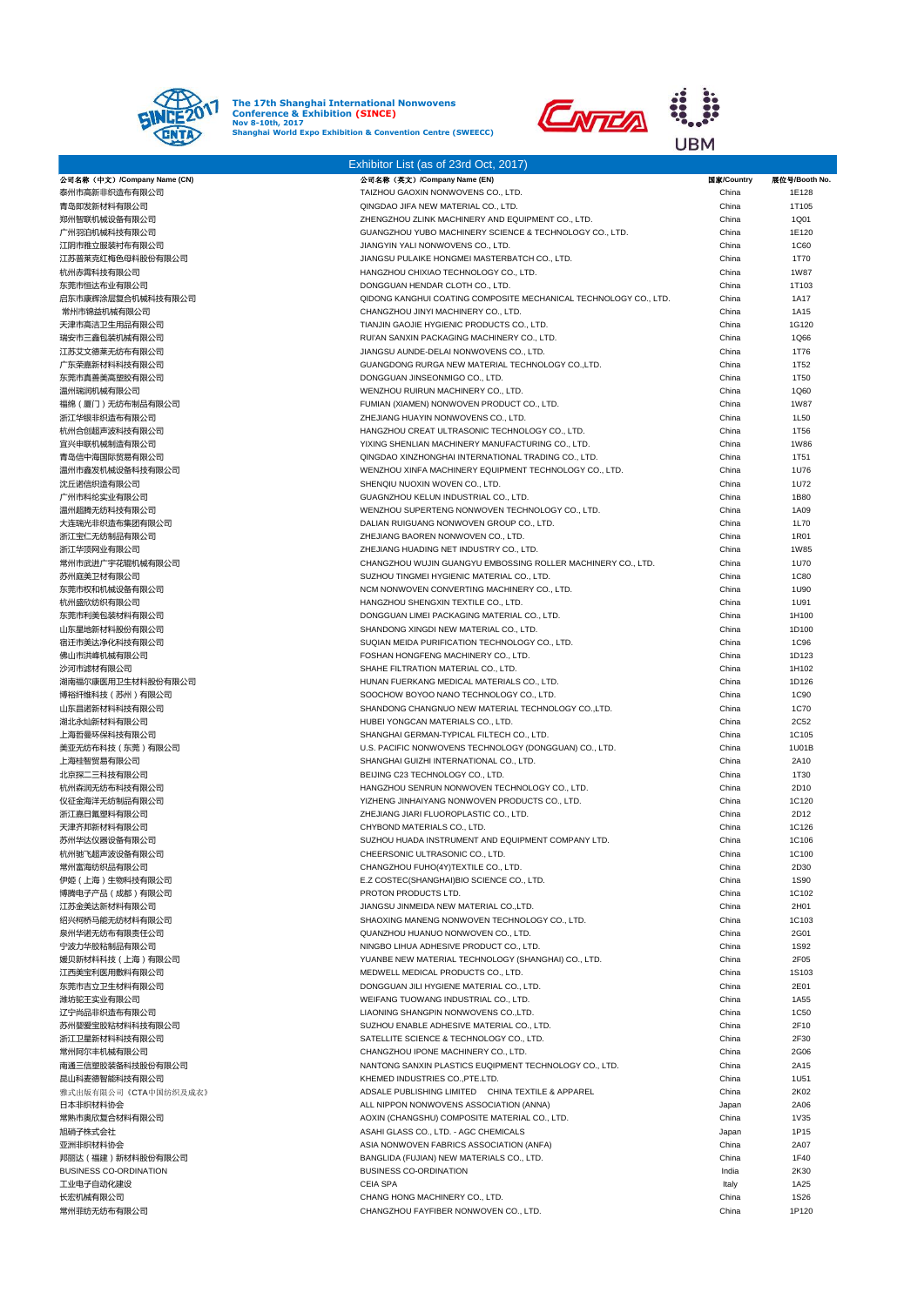The 17th Shanghai International Nonwovens Conference & Exhibition (SINCE)
Nov 8-10th, 2017
Shanghai World Expo Exhibition & Convention Centre (SWEECC)

## Exhibitor List (as of 23rd Oct, 2017)

| 公司名称（中文）/Company Name (CN) | 公司名称（英文）/Company Name (EN) | 国家/Country | 展位号/Booth No. |
|---|---|---|---|
| 泰州市高新非织造布有限公司 | TAIZHOU GAOXIN NONWOVENS CO., LTD. | China | 1E128 |
| 青岛即发新材料有限公司 | QINGDAO JIFA NEW MATERIAL CO., LTD. | China | 1T105 |
| 郑州智联机械设备有限公司 | ZHENGZHOU ZLINK MACHINERY AND EQUIPMENT CO., LTD. | China | 1Q01 |
| 广州羽泊机械科技有限公司 | GUANGZHOU YUBO MACHINERY SCIENCE & TECHNOLOGY CO., LTD. | China | 1E120 |
| 江阴市雅立服装衬布有限公司 | JIANGYIN YALI NONWOVENS CO., LTD. | China | 1C60 |
| 江苏普莱克红梅色母料股份有限公司 | JIANGSU PULAIKE HONGMEI MASTERBATCH CO., LTD. | China | 1T70 |
| 杭州赤霄科技有限公司 | HANGZHOU CHIXIAO TECHNOLOGY CO., LTD. | China | 1W87 |
| 东莞市恒达布业有限公司 | DONGGUAN HENDAR CLOTH CO., LTD. | China | 1T103 |
| 启东市康辉涂层复合机械科技有限公司 | QIDONG KANGHUI COATING COMPOSITE MECHANICAL TECHNOLOGY CO., LTD. | China | 1A17 |
| 常州市锦益机械有限公司 | CHANGZHOU JINYI MACHINERY CO., LTD. | China | 1A15 |
| 天津市高洁卫生用品有限公司 | TIANJIN GAOJIE HYGIENIC PRODUCTS CO., LTD. | China | 1G120 |
| 瑞安市三鑫包装机械有限公司 | RUI'AN SANXIN PACKAGING MACHINERY CO., LTD. | China | 1Q66 |
| 江苏艾文德莱无纺布有限公司 | JIANGSU AUNDE-DELAI NONWOVENS CO., LTD. | China | 1T76 |
| 广东荣嘉新材料科技有限公司 | GUANGDONG RURGA NEW MATERIAL TECHNOLOGY CO.,LTD. | China | 1T52 |
| 东莞市真善美高塑胶有限公司 | DONGGUAN JINSEONMIGO CO., LTD. | China | 1T50 |
| 温州瑞润机械有限公司 | WENZHOU RUIRUN MACHINERY CO., LTD. | China | 1Q60 |
| 福绵（厦门）无纺布制品有限公司 | FUMIAN (XIAMEN) NONWOVEN PRODUCT CO., LTD. | China | 1W87 |
| 浙江华银非织造布有限公司 | ZHEJIANG HUAYIN NONWOVENS CO., LTD. | China | 1L50 |
| 杭州合创超声波科技有限公司 | HANGZHOU CREAT ULTRASONIC TECHNOLOGY CO., LTD. | China | 1T56 |
| 宜兴申联机械制造有限公司 | YIXING SHENLIAN MACHINERY MANUFACTURING CO., LTD. | China | 1W86 |
| 青岛信中海国际贸易有限公司 | QINGDAO XINZHONGHAI INTERNATIONAL TRADING CO., LTD. | China | 1T51 |
| 温州市鑫发机械设备科技有限公司 | WENZHOU XINFA MACHINERY EQUIPMENT TECHNOLOGY CO., LTD. | China | 1U76 |
| 沈丘诺信织造有限公司 | SHENQIU NUOXIN WOVEN CO., LTD. | China | 1U72 |
| 广州市科伦实业有限公司 | GUAGNZHOU KELUN INDUSTRIAL CO., LTD. | China | 1B80 |
| 温州超腾无纺科技有限公司 | WENZHOU SUPERTENG NONWOVEN TECHNOLOGY CO., LTD. | China | 1A09 |
| 大连瑞光非织造布集团有限公司 | DALIAN RUIGUANG NONWOVEN GROUP CO., LTD. | China | 1L70 |
| 浙江宝仁无纺制品有限公司 | ZHEJIANG BAOREN NONWOVEN CO., LTD. | China | 1R01 |
| 浙江华顶网业有限公司 | ZHEJIANG HUADING NET INDUSTRY CO., LTD. | China | 1W85 |
| 常州市武进广宇花辊机械有限公司 | CHANGZHOU WUJIN GUANGYU EMBOSSING ROLLER MACHINERY CO., LTD. | China | 1U70 |
| 苏州庭美卫材有限公司 | SUZHOU TINGMEI HYGIENIC MATERIAL CO., LTD. | China | 1C80 |
| 东莞市权和机械设备有限公司 | NCM NONWOVEN CONVERTING MACHINERY CO., LTD. | China | 1U90 |
| 杭州盛欣纺织有限公司 | HANGZHOU SHENGXIN TEXTILE CO., LTD. | China | 1U91 |
| 东莞市利美包装材料有限公司 | DONGGUAN LIMEI PACKAGING MATERIAL CO., LTD. | China | 1H100 |
| 山东星地新材料股份有限公司 | SHANDONG XINGDI NEW MATERIAL CO., LTD. | China | 1D100 |
| 宿迁市美达净化科技有限公司 | SUQIAN MEIDA PURIFICATION TECHNOLOGY CO., LTD. | China | 1C96 |
| 佛山市洪峰机械有限公司 | FOSHAN HONGFENG MACHINERY CO., LTD. | China | 1D123 |
| 沙河市滤材有限公司 | SHAHE FILTRATION MATERIAL CO., LTD. | China | 1H102 |
| 湖南福尔康医用卫生材料股份有限公司 | HUNAN FUERKANG MEDICAL MATERIALS CO., LTD. | China | 1D126 |
| 博裕纤维科技（苏州）有限公司 | SOOCHOW BOYOO NANO TECHNOLOGY CO., LTD. | China | 1C90 |
| 山东昌诺新材料科技有限公司 | SHANDONG CHANGNUO NEW MATERIAL TECHNOLOGY CO.,LTD. | China | 1C70 |
| 湖北永灿新材料有限公司 | HUBEI YONGCAN MATERIALS CO., LTD. | China | 2C52 |
| 上海哲曼环保科技有限公司 | SHANGHAI GERMAN-TYPICAL FILTECH CO., LTD. | China | 1C105 |
| 美亚无纺布科技（东莞）有限公司 | U.S. PACIFIC NONWOVENS TECHNOLOGY (DONGGUAN) CO., LTD. | China | 1U01B |
| 上海桂智贸易有限公司 | SHANGHAI GUIZHI INTERNATIONAL CO., LTD. | China | 2A10 |
| 北京探二三科技有限公司 | BEIJING C23 TECHNOLOGY CO., LTD. | China | 1T30 |
| 杭州森润无纺布科技有限公司 | HANGZHOU SENRUN NONWOVEN TECHNOLOGY CO., LTD. | China | 2D10 |
| 仪征金海洋无纺制品有限公司 | YIZHENG JINHAIYANG NONWOVEN PRODUCTS CO., LTD. | China | 1C120 |
| 浙江嘉日氟塑料有限公司 | ZHEJIANG JIARI FLUOROPLASTIC CO., LTD. | China | 2D12 |
| 天津齐邦新材料有限公司 | CHYBOND MATERIALS CO., LTD. | China | 1C126 |
| 苏州华达仪器设备有限公司 | SUZHOU HUADA INSTRUMENT AND EQUIPMENT COMPANY LTD. | China | 1C106 |
| 杭州驰飞超声波设备有限公司 | CHEERSONIC ULTRASONIC CO., LTD. | China | 1C100 |
| 常州富海纺织品有限公司 | CHANGZHOU FUHO(4Y)TEXTILE CO., LTD. | China | 2D30 |
| 伊姬（上海）生物科技有限公司 | E.Z COSTEC(SHANGHAI)BIO SCIENCE CO., LTD. | China | 1S90 |
| 博腾电子产品（成都）有限公司 | PROTON PRODUCTS LTD. | China | 1C102 |
| 江苏金美达新材料有限公司 | JIANGSU JINMEIDA NEW MATERIAL CO.,LTD. | China | 2H01 |
| 绍兴柯桥马能无纺材料有限公司 | SHAOXING MANENG NONWOVEN TECHNOLOGY CO., LTD. | China | 1C103 |
| 泉州华诺无纺布有限责任公司 | QUANZHOU HUANUO NONWOVEN CO., LTD. | China | 2G01 |
| 宁波力华胶粘制品有限公司 | NINGBO LIHUA ADHESIVE PRODUCT CO., LTD. | China | 1S92 |
| 媛贝新材料科技（上海）有限公司 | YUANBE NEW MATERIAL TECHNOLOGY (SHANGHAI) CO., LTD. | China | 2F05 |
| 江西美宝利医用敷料有限公司 | MEDWELL MEDICAL PRODUCTS CO., LTD. | China | 1S103 |
| 东莞市吉立卫生材料有限公司 | DONGGUAN JILI HYGIENE MATERIAL CO., LTD. | China | 2E01 |
| 潍坊驼王实业有限公司 | WEIFANG TUOWANG INDUSTRIAL CO., LTD. | China | 1A55 |
| 辽宁尚品非织造布有限公司 | LIAONING SHANGPIN NONWOVENS CO.,LTD. | China | 1C50 |
| 苏州婴爱宝胶粘材料科技有限公司 | SUZHOU ENABLE ADHESIVE MATERIAL CO., LTD. | China | 2F10 |
| 浙江卫星新材料科技有限公司 | SATELLITE SCIENCE & TECHNOLOGY CO., LTD. | China | 2F30 |
| 常州阿尔丰机械有限公司 | CHANGZHOU IPONE MACHINERY CO., LTD. | China | 2G06 |
| 南通三信塑胶装备科技股份有限公司 | NANTONG SANXIN PLASTICS EUQIPMENT TECHNOLOGY CO., LTD. | China | 2A15 |
| 昆山科麦德智能科技有限公司 | KHEMED INDUSTRIES CO.,PTE.LTD. | China | 1U51 |
| 雅式出版有限公司《CTA中国纺织及成衣》 | ADSALE PUBLISHING LIMITED　CHINA TEXTILE & APPAREL | China | 2K02 |
| 日本非织材料协会 | ALL NIPPON NONWOVENS ASSOCIATION (ANNA) | Japan | 2A06 |
| 常熟市奥欣复合材料有限公司 | AOXIN (CHANGSHU) COMPOSITE MATERIAL CO., LTD. | China | 1V35 |
| 旭硝子株式会社 | ASAHI GLASS CO., LTD. - AGC CHEMICALS | Japan | 1P15 |
| 亚洲非织材料协会 | ASIA NONWOVEN FABRICS ASSOCIATION (ANFA) | China | 2A07 |
| 邦丽达（福建）新材料股份有限公司 | BANGLIDA (FUJIAN) NEW MATERIALS CO., LTD. | China | 1F40 |
| BUSINESS CO-ORDINATION | BUSINESS CO-ORDINATION | India | 2K30 |
| 工业电子自动化建设 | CEIA SPA | Italy | 1A25 |
| 长宏机械有限公司 | CHANG HONG MACHINERY CO., LTD. | China | 1S26 |
| 常州菲纺无纺布有限公司 | CHANGZHOU FAYFIBER NONWOVEN CO., LTD. | China | 1P120 |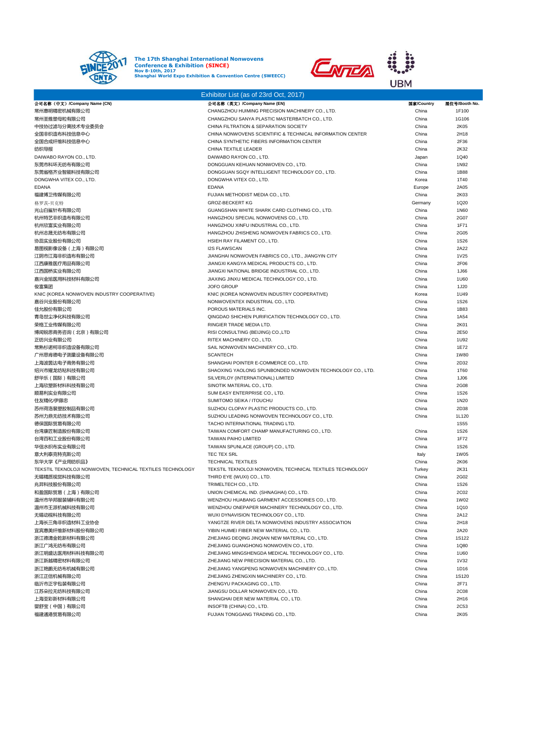**The 17th Shanghai International Nonwovens Conference & Exhibition (SINCE)**
**Nov 8-10th, 2017**
**Shanghai World Expo Exhibition & Convention Centre (SWEECC)**

## Exhibitor List (as of 23rd Oct, 2017)

| 公司名称（中文）/Company Name (CN) | 公司名称（英文）/Company Name (EN) | 国家/Country | 展位号/Booth No. |
|---|---|---|---|
| 常州惠明精密机械有限公司 | CHANGZHOU HUIMING PRECISION MACHINERY CO., LTD. | China | 1F100 |
| 常州圣雅塑母粒有限公司 | CHANGZHOU SANYA PLASTIC MASTERBATCH CO., LTD. | China | 1G106 |
| 中技协过滤与分离技术专业委员会 | CHINA FILTRATION & SEPARATION SOCIETY | China | 2K05 |
| 全国非织造布科技信息中心 | CHINA NONWOVENS SCIENTIFIC & TECHNICAL INFORMATION CENTER | China | 2H18 |
| 全国合成纤维科技信息中心 | CHINA SYNTHETIC FIBERS INFORMATION CENTER | China | 2F36 |
| 纺织导报 | CHINA TEXTILE LEADER | China | 2K32 |
| DAIWABO RAYON CO., LTD. | DAIWABO RAYON CO., LTD. | Japan | 1Q40 |
| 东莞市科环无纺布有限公司 | DONGGUAN KEHUAN NONWOVEN CO., LTD. | China | 1N92 |
| 东莞省格齐业智能科技有限公司 | DONGGUAN SGQY INTELLIGENT TECHNOLOGY CO., LTD. | China | 1B88 |
| DONGWHA VITEX CO., LTD. | DONGWHA VITEX CO., LTD. | Korea | 1T40 |
| EDANA | EDANA | Europe | 2A05 |
| 福建博卫传媒有限公司 | FUJIAN METHODIST MEDIA CO., LTD. | China | 2K03 |
| 格罗茨-贝克特 | GROZ-BECKERT KG | Germany | 1Q20 |
| 光山白鲨针布有限公司 | GUANGSHAN WHITE SHARK CARD CLOTHING CO., LTD. | China | 1N60 |
| 杭州特艺非织造布有限公司 | HANGZHOU SPECIAL NONWOVENS CO., LTD. | China | 2G07 |
| 杭州欣富实业有限公司 | HANGZHOU XINFU INDUSTRIAL CO., LTD. | China | 1F71 |
| 杭州志晟无纺布有限公司 | HANGZHOU ZHISHENG NONWOVEN FABRICS CO., LTD. | China | 2G05 |
| 协蕊实业股份有限公司 | HSIEH RAY FILAMENT CO., LTD. | China | 1S26 |
| 易图视影像设备（上海）有限公司 | I2S FLAWSCAN | China | 2A22 |
| 江阴市江海非织造布有限公司 | JIANGHAI NONWOVEN FABRICS CO., LTD., JIANGYIN CITY | China | 1V25 |
| 江西康雅医疗用品有限公司 | JIANGXI KANGYA MEDICAL PRODUCTS CO., LTD. | China | 2F06 |
| 江西国桥实业有限公司 | JIANGXI NATIONAL BRIDGE INDUSTRIAL CO., LTD. | China | 1J66 |
| 嘉兴金旭医用科技材料有限公司 | JIAXING JINXU MEDICAL TECHNOLOGY CO., LTD. | China | 1U60 |
| 俊富集团 | JOFO GROUP | China | 1J20 |
| KNIC (KOREA NONWOVEN INDUSTRY COOPERATIVE) | KNIC (KOREA NONWOVEN INDUSTRY COOPERATIVE) | Korea | 1U49 |
| 嘉谷兴业股份有限公司 | NONWOVENTEX INDUSTRIAL CO., LTD. | China | 1S26 |
| 佳允股份有限公司 | POROUS MATERIALS INC. | China | 1B83 |
| 青岛世尘净化科技有限公司 | QINGDAO SHICHEN PURIFICATION TECHNOLOGY CO., LTD. | China | 1A54 |
| 荣格工业传媒有限公司 | RINGIER TRADE MEDIA LTD. | China | 2K01 |
| 博闻锐思商务咨询（北京）有限公司 | RISI CONSULTING (BEIJING) CO.,LTD | China | 2E50 |
| 正纺兴业有限公司 | RITEX MACHINERY CO., LTD. | China | 1U92 |
| 常熟杉诺柯非织造设备有限公司 | SAIL NONWOVEN MACHINERY CO., LTD. | China | 1E72 |
| 广州思肯德电子测量设备有限公司 | SCANTECH | China | 1W80 |
| 上海波茵达电子商务有限公司 | SHANGHAI POINTER E-COMMERCE CO., LTD. | China | 2D32 |
| 绍兴市耀龙纺粘科技有限公司 | SHAOXING YAOLONG SPUNBONDED NONWOVEN TECHNOLOGY CO., LTD. | China | 1T60 |
| 舒华乐（国际）有限公司 | SILVERLOY (INTERNATIONAL) LIMITED | China | 1J06 |
| 上海欣塑新材料科技有限公司 | SINOTIK MATERIAL CO., LTD. | China | 2G08 |
| 顺易利实业有限公司 | SUM EASY ENTERPRISE CO., LTD. | China | 1S26 |
| 住友精化/伊藤忠 | SUMITOMO SEIKA / ITOUCHU | China | 1N20 |
| 苏州荷洛裴塑胶制品有限公司 | SUZHOU CLOPAY PLASTIC PRODUCTS CO., LTD. | China | 2D38 |
| 苏州力鼎无纺技术有限公司 | SUZHOU LEADING NONWOVEN TECHNOLOGY CO., LTD. | China | 1L120 |
| 德保国际贸易有限公司 | TACHO INTERNATIONAL TRADING LTD. | | 1S55 |
| 台湾康匠制造股份有限公司 | TAIWAN COMFORT CHAMP MANUFACTURING CO., LTD. | China | 1S26 |
| 台湾百和工业股份有限公司 | TAIWAN PAIHO LIMITED | China | 1F72 |
| 华信水织布实业有限公司 | TAIWAN SPUNLACE (GROUP) CO., LTD. | China | 1S26 |
| 意大利泰克特克斯公司 | TEC TEX SRL | Italy | 1W05 |
| 东华大学《产业用纺织品》 | TECHNICAL TEXTILES | China | 2K06 |
| TEKSTIL TEKNOLOJI NONWOVEN, TECHNICAL TEXTILES TECHNOLOGY | TEKSTIL TEKNOLOJI NONWOVEN, TECHNICAL TEXTILES TECHNOLOGY | Turkey | 2K31 |
| 无锡精质视觉科技有限公司 | THIRD EYE (WUXI) CO., LTD. | China | 2G02 |
| 兆羿科技股份有限公司 | TRIMELTECH CO., LTD. | China | 1S26 |
| 和盈国际贸易（上海）有限公司 | UNION CHEMICAL IND. (SHNAGHAI) CO., LTD. | China | 2C02 |
| 温州市华邦服装辅料有限公司 | WENZHOU HUABANG GARMENT ACCESSORIES CO., LTD. | China | 1W02 |
| 温州市王派机械科技有限公司 | WENZHOU ONEPAPER MACHINERY TECHNOLOGY CO., LTD. | China | 1Q10 |
| 无锡动视科技有限公司 | WUXI DYNAVISION TECHNOLOGY CO., LTD. | China | 2A12 |
| 上海长三角非织造材料工业协会 | YANGTZE RIVER DELTA NONWOVENS INDUSTRY ASSOCIATION | China | 2H18 |
| 宜宾惠美纤维新材料股份有限公司 | YIBIN HUIMEI FIBER NEW MATERIAL CO., LTD. | China | 2A20 |
| 浙江德清金乾新材料有限公司 | ZHEJIANG DEQING JINQIAN NEW MATERIAL CO., LTD. | China | 1S122 |
| 浙江广鸿无纺布有限公司 | ZHEJIANG GUANGHONG NONWOVEN CO., LTD. | China | 1Q80 |
| 浙江明盛达医用材料科技有限公司 | ZHEJIANG MINGSHENGDA MEDICAL TECHNOLOGY CO., LTD. | China | 1U60 |
| 浙江新越精密材料有限公司 | ZHEJIANG NEW PRECISION MATERIAL CO., LTD. | China | 1V32 |
| 浙江艳鹏无纺布机械有限公司 | ZHEJIANG YANGPENG NONWOVEN MACHINERY CO., LTD. | China | 1D16 |
| 浙江正信机械有限公司 | ZHEJIANG ZHENGXIN MACHINERY CO., LTD. | China | 1S120 |
| 临沂市正宇包装有限公司 | ZHENGYU PACKAGING CO., LTD. | China | 2F71 |
| 江苏朵拉无纺科技有限公司 | JIANGSU DOLLAR NONWOVEN CO., LTD. | China | 2C08 |
| 上海亚彩新材料有限公司 | SHANGHAI DER NEW MATERIAL CO., LTD. | China | 2H16 |
| 婴舒宝（中国）有限公司 | INSOFTB (CHINA) CO., LTD. | China | 2C53 |
| 福建通港贸易有限公司 | FUJIAN TONGGANG TRADING CO., LTD. | China | 2K05 |